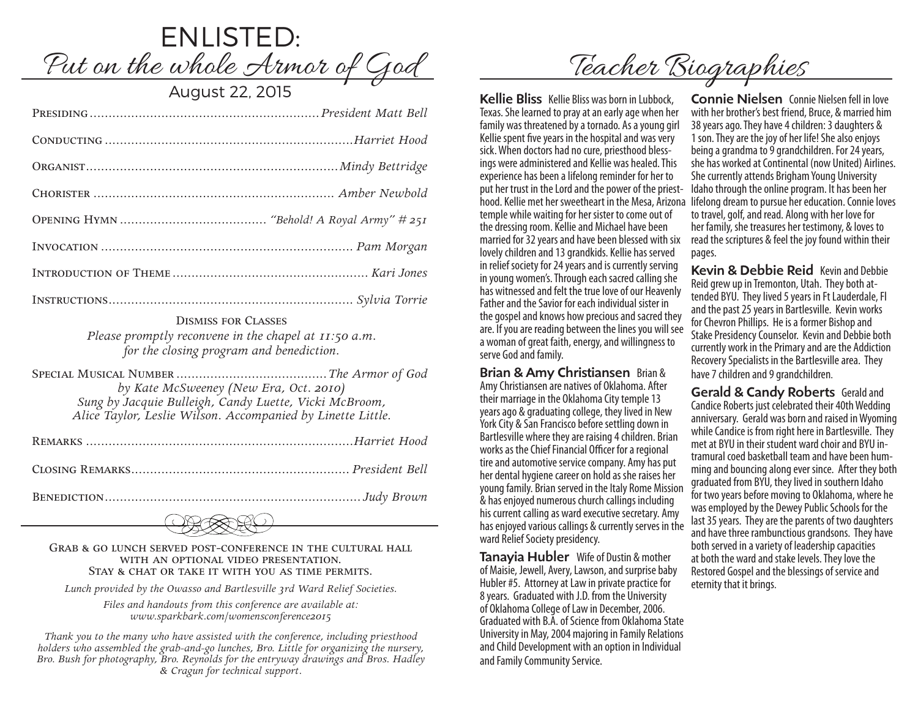# ENLISTED:

## Put on the whole Armor of God

August 22, 2015

Presiding ............................................................ *President Matt Bell*

Conducting ............................................................ *Harriet Hood*

Organist ............................................................ *Mindy Bettridge*

Chorister ............................................................ *Amber Newbold*

Opening Hymn ............................................................ *"Behold! A Royal Army" # 251*

Invocation ............................................................ *Pam Morgan*

Introduction of Theme ............................................................ *Kari Jones*

Instructions ............................................................ *Sylvia Torrie*

Dismiss for Classes

*Please promptly reconvene in the chapel at 11:50 a.m. for the closing program and benediction.*

Special Musical Number ............................................................ *The Armor of God*
*by Kate McSweeney (New Era, Oct. 2010)*
*Sung by Jacquie Bulleigh, Candy Luette, Vicki McBroom, Alice Taylor, Leslie Wilson. Accompanied by Linette Little.*

Remarks ............................................................ *Harriet Hood*

Closing Remarks ............................................................ *President Bell*

Benediction ............................................................ *Judy Brown*

Grab & go lunch served post-conference in the cultural hall with an optional video presentation.
Stay & chat or take it with you as time permits.

*Lunch provided by the Owasso and Bartlesville 3rd Ward Relief Societies.*

*Files and handouts from this conference are available at: www.sparkbark.com/womensconference2015*

*Thank you to the many who have assisted with the conference, including priesthood holders who assembled the grab-and-go lunches, Bro. Little for organizing the nursery, Bro. Bush for photography, Bro. Reynolds for the entryway drawings and Bros. Hadley & Cragun for technical support.*

# Teacher Biographies

**Kellie Bliss** Kellie Bliss was born in Lubbock, Texas. She learned to pray at an early age when her family was threatened by a tornado. As a young girl Kellie spent five years in the hospital and was very sick. When doctors had no cure, priesthood blessings were administered and Kellie was healed. This experience has been a lifelong reminder for her to put her trust in the Lord and the power of the priesthood. Kellie met her sweetheart in the Mesa, Arizona temple while waiting for her sister to come out of the dressing room. Kellie and Michael have been married for 32 years and have been blessed with six lovely children and 13 grandkids. Kellie has served in relief society for 24 years and is currently serving in young women's. Through each sacred calling she has witnessed and felt the true love of our Heavenly Father and the Savior for each individual sister in the gospel and knows how precious and sacred they are. If you are reading between the lines you will see a woman of great faith, energy, and willingness to serve God and family.

**Brian & Amy Christiansen** Brian & Amy Christiansen are natives of Oklahoma. After their marriage in the Oklahoma City temple 13 years ago & graduating college, they lived in New York City & San Francisco before settling down in Bartlesville where they are raising 4 children. Brian works as the Chief Financial Officer for a regional tire and automotive service company. Amy has put her dental hygiene career on hold as she raises her young family. Brian served in the Italy Rome Mission & has enjoyed numerous church callings including his current calling as ward executive secretary. Amy has enjoyed various callings & currently serves in the ward Relief Society presidency.

**Tanayia Hubler** Wife of Dustin & mother of Maisie, Jewell, Avery, Lawson, and surprise baby Hubler #5. Attorney at Law in private practice for 8 years. Graduated with J.D. from the University of Oklahoma College of Law in December, 2006. Graduated with B.A. of Science from Oklahoma State University in May, 2004 majoring in Family Relations and Child Development with an option in Individual and Family Community Service.

**Connie Nielsen** Connie Nielsen fell in love with her brother's best friend, Bruce, & married him 38 years ago. They have 4 children: 3 daughters & 1 son. They are the joy of her life! She also enjoys being a grandma to 9 grandchildren. For 24 years, she has worked at Continental (now United) Airlines. She currently attends Brigham Young University Idaho through the online program. It has been her lifelong dream to pursue her education. Connie loves to travel, golf, and read. Along with her love for her family, she treasures her testimony, & loves to read the scriptures & feel the joy found within their pages.

**Kevin & Debbie Reid** Kevin and Debbie Reid grew up in Tremonton, Utah. They both attended BYU. They lived 5 years in Ft Lauderdale, Fl and the past 25 years in Bartlesville. Kevin works for Chevron Phillips. He is a former Bishop and Stake Presidency Counselor. Kevin and Debbie both currently work in the Primary and are the Addiction Recovery Specialists in the Bartlesville area. They have 7 children and 9 grandchildren.

**Gerald & Candy Roberts** Gerald and Candice Roberts just celebrated their 40th Wedding anniversary. Gerald was born and raised in Wyoming while Candice is from right here in Bartlesville. They met at BYU in their student ward choir and BYU intramural coed basketball team and have been humming and bouncing along ever since. After they both graduated from BYU, they lived in southern Idaho for two years before moving to Oklahoma, where he was employed by the Dewey Public Schools for the last 35 years. They are the parents of two daughters and have three rambunctious grandsons. They have both served in a variety of leadership capacities at both the ward and stake levels. They love the Restored Gospel and the blessings of service and eternity that it brings.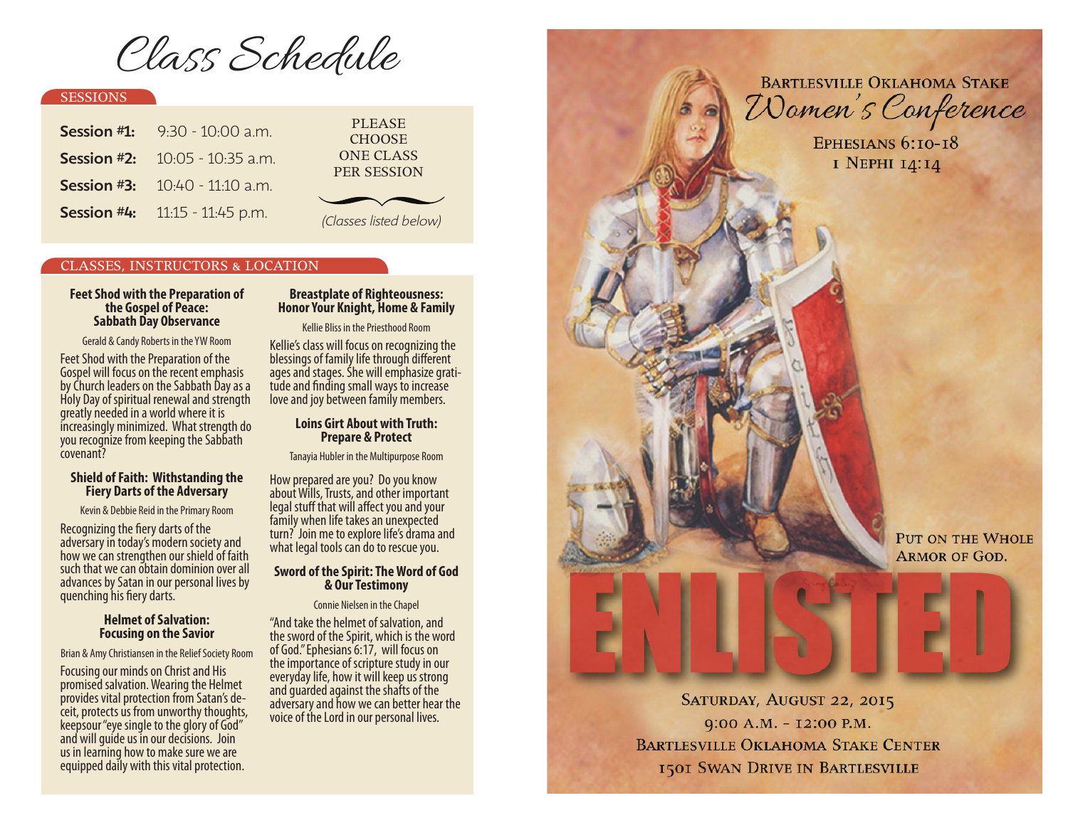# Class Schedule

## SESSIONS

| | |
|---|---|
| **Session #1:** | 9:30 - 10:00 a.m. |
| **Session #2:** | 10:05 - 10:35 a.m. |
| **Session #3:** | 10:40 - 11:10 a.m. |
| **Session #4:** | 11:15 - 11:45 p.m. |

PLEASE CHOOSE ONE CLASS PER SESSION

*(Classes listed below)*

## CLASSES, INSTRUCTORS & LOCATION

### Feet Shod with the Preparation of the Gospel of Peace: Sabbath Day Observance

Gerald & Candy Roberts in the YW Room

Feet Shod with the Preparation of the Gospel will focus on the recent emphasis by Church leaders on the Sabbath Day as a Holy Day of spiritual renewal and strength greatly needed in a world where it is increasingly minimized. What strength do you recognize from keeping the Sabbath covenant?

### Shield of Faith: Withstanding the Fiery Darts of the Adversary

Kevin & Debbie Reid in the Primary Room

Recognizing the fiery darts of the adversary in today's modern society and how we can strengthen our shield of faith such that we can obtain dominion over all advances by Satan in our personal lives by quenching his fiery darts.

### Helmet of Salvation: Focusing on the Savior

Brian & Amy Christiansen in the Relief Society Room

Focusing our minds on Christ and His promised salvation. Wearing the Helmet provides vital protection from Satan's deceit, protects us from unworthy thoughts, keepsour "eye single to the glory of God" and will guide us in our decisions. Join us in learning how to make sure we are equipped daily with this vital protection.

### Breastplate of Righteousness: Honor Your Knight, Home & Family

Kellie Bliss in the Priesthood Room

Kellie's class will focus on recognizing the blessings of family life through different ages and stages. She will emphasize gratitude and finding small ways to increase love and joy between family members.

### Loins Girt About with Truth: Prepare & Protect

Tanayia Hubler in the Multipurpose Room

How prepared are you? Do you know about Wills, Trusts, and other important legal stuff that will affect you and your family when life takes an unexpected turn? Join me to explore life's drama and what legal tools can do to rescue you.

### Sword of the Spirit: The Word of God & Our Testimony

Connie Nielsen in the Chapel

"And take the helmet of salvation, and the sword of the Spirit, which is the word of God." Ephesians 6:17, will focus on the importance of scripture study in our everyday life, how it will keep us strong and guarded against the shafts of the adversary and how we can better hear the voice of the Lord in our personal lives.

---

BARTLESVILLE OKLAHOMA STAKE

# Women's Conference

EPHESIANS 6:10-18
1 NEPHI 14:14

PUT ON THE WHOLE ARMOR OF GOD.

# ENLISTED

SATURDAY, AUGUST 22, 2015
9:00 A.M. - 12:00 P.M.
BARTLESVILLE OKLAHOMA STAKE CENTER
1501 SWAN DRIVE IN BARTLESVILLE